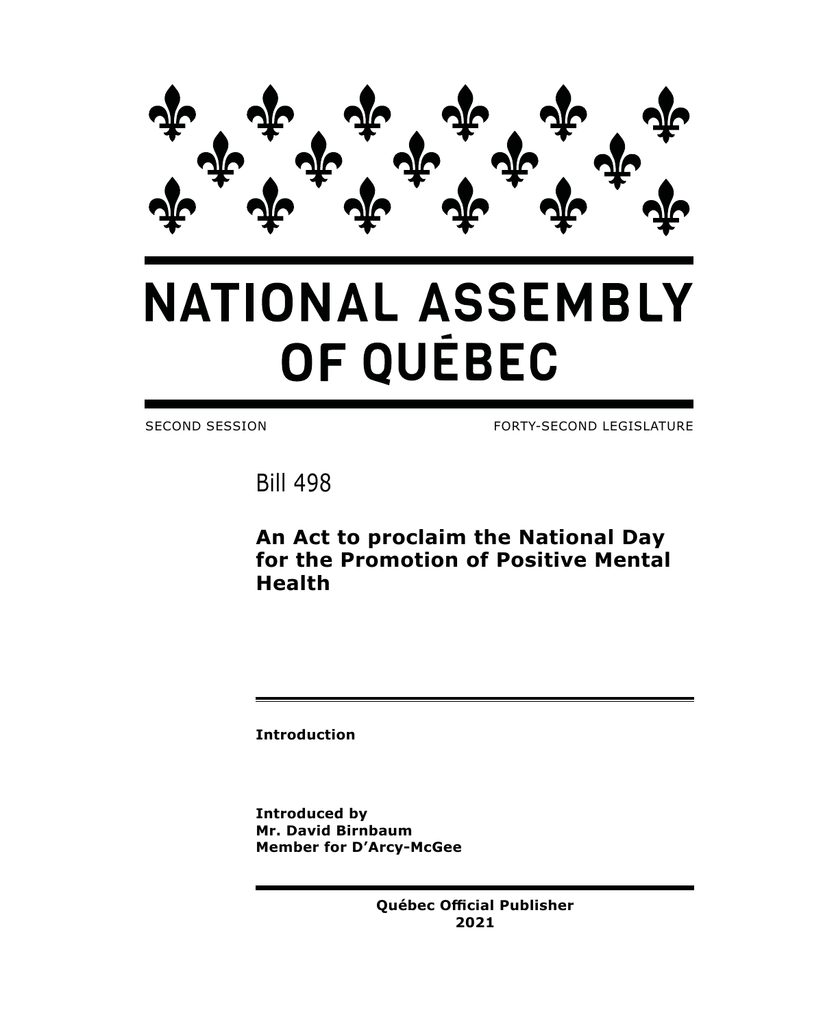# NATIONAL ASSEMBLY OF QUÉBEC

SECOND SESSION FORTY-SECOND LEGISLATURE

## Bill 498

### An Act to proclaim the National Day for the Promotion of Positive Mental Health

**Introduction**

**Introduced by**
**Mr. David Birnbaum**
**Member for D'Arcy-McGee**

**Québec Official Publisher**
**2021**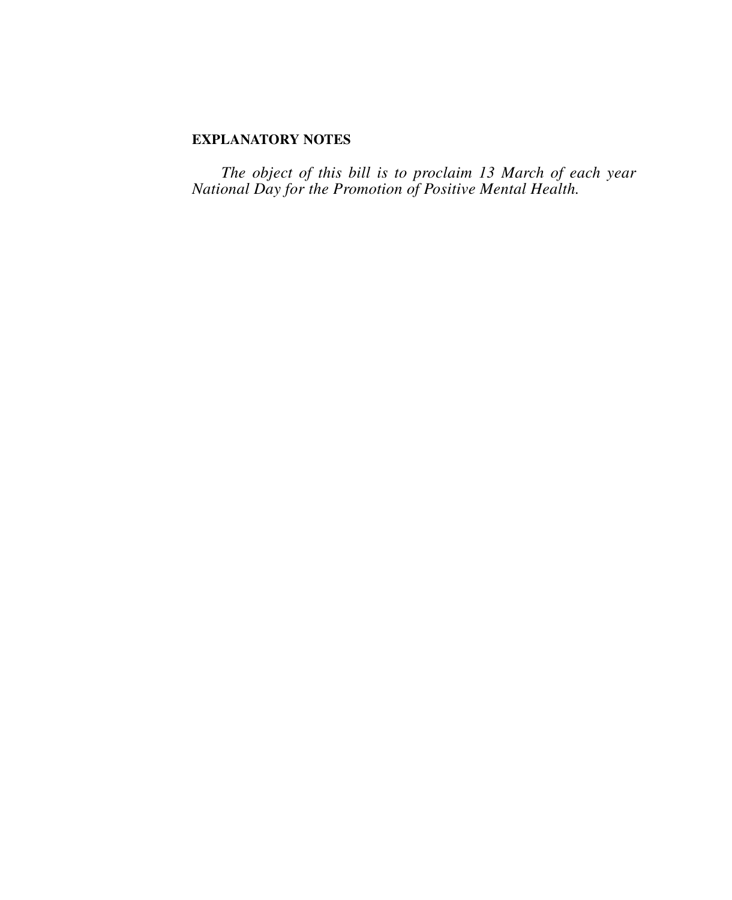**EXPLANATORY NOTES**

*The object of this bill is to proclaim 13 March of each year National Day for the Promotion of Positive Mental Health.*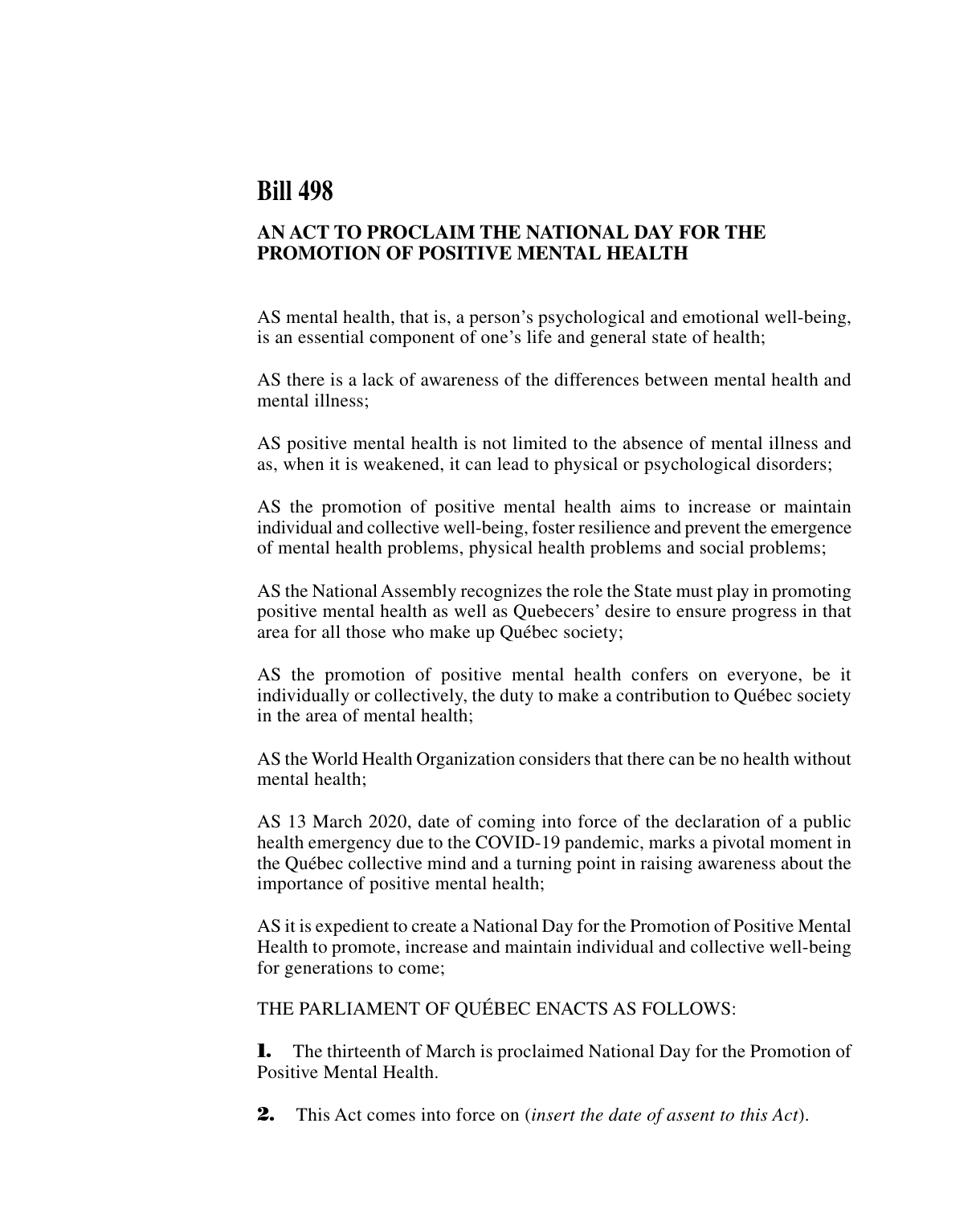# Bill 498

## AN ACT TO PROCLAIM THE NATIONAL DAY FOR THE PROMOTION OF POSITIVE MENTAL HEALTH

AS mental health, that is, a person's psychological and emotional well-being, is an essential component of one's life and general state of health;

AS there is a lack of awareness of the differences between mental health and mental illness;

AS positive mental health is not limited to the absence of mental illness and as, when it is weakened, it can lead to physical or psychological disorders;

AS the promotion of positive mental health aims to increase or maintain individual and collective well-being, foster resilience and prevent the emergence of mental health problems, physical health problems and social problems;

AS the National Assembly recognizes the role the State must play in promoting positive mental health as well as Quebecers' desire to ensure progress in that area for all those who make up Québec society;

AS the promotion of positive mental health confers on everyone, be it individually or collectively, the duty to make a contribution to Québec society in the area of mental health;

AS the World Health Organization considers that there can be no health without mental health;

AS 13 March 2020, date of coming into force of the declaration of a public health emergency due to the COVID-19 pandemic, marks a pivotal moment in the Québec collective mind and a turning point in raising awareness about the importance of positive mental health;

AS it is expedient to create a National Day for the Promotion of Positive Mental Health to promote, increase and maintain individual and collective well-being for generations to come;

THE PARLIAMENT OF QUÉBEC ENACTS AS FOLLOWS:

**1.** The thirteenth of March is proclaimed National Day for the Promotion of Positive Mental Health.

**2.** This Act comes into force on (*insert the date of assent to this Act*).